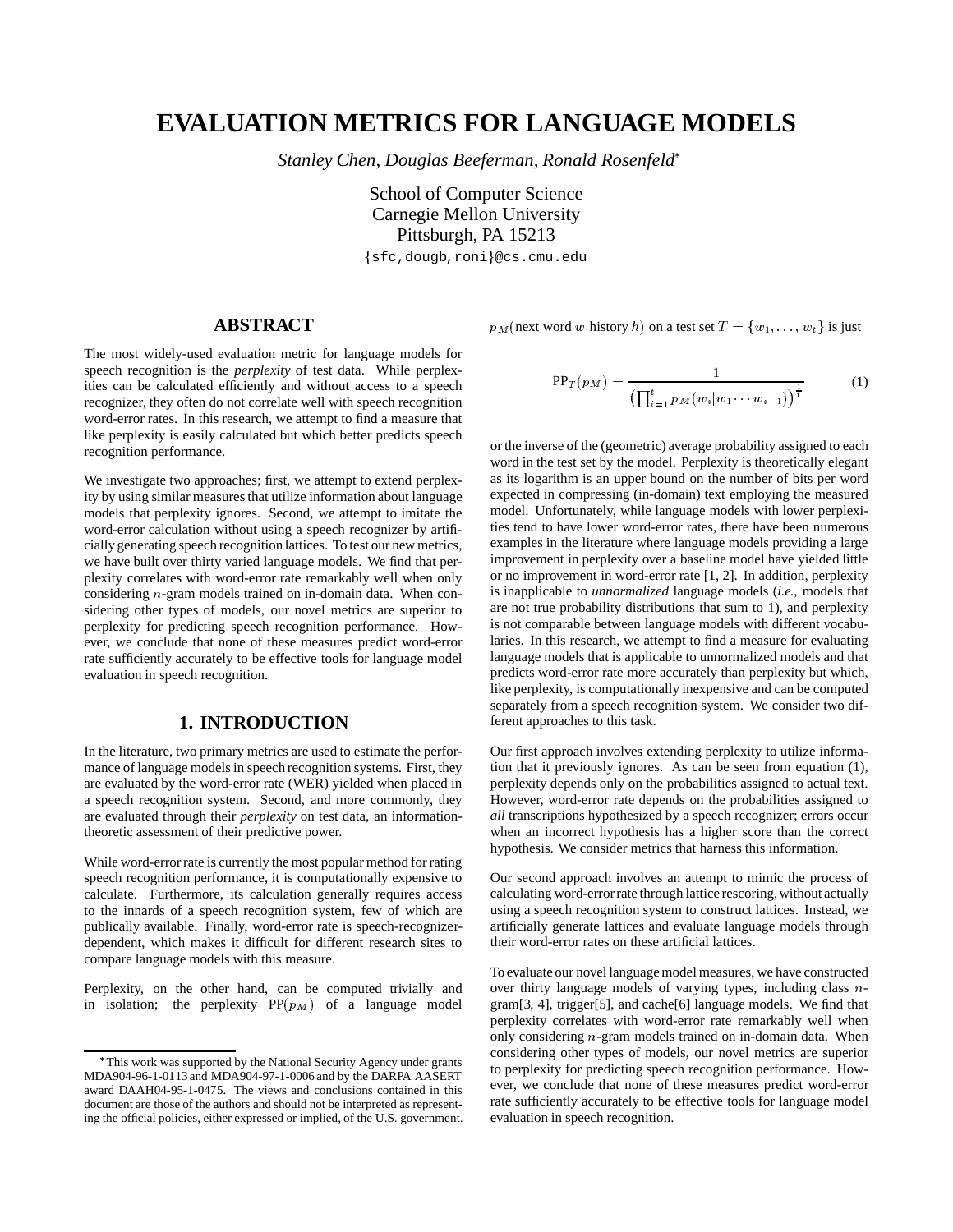# EVALUATION METRICS FOR LANGUAGE MODELS

*Stanley Chen, Douglas Beeferman, Ronald Rosenfeld**

School of Computer Science
Carnegie Mellon University
Pittsburgh, PA 15213
{sfc,dougb,roni}@cs.cmu.edu

## ABSTRACT

The most widely-used evaluation metric for language models for speech recognition is the *perplexity* of test data. While perplexities can be calculated efficiently and without access to a speech recognizer, they often do not correlate well with speech recognition word-error rates. In this research, we attempt to find a measure that like perplexity is easily calculated but which better predicts speech recognition performance.

We investigate two approaches; first, we attempt to extend perplexity by using similar measures that utilize information about language models that perplexity ignores. Second, we attempt to imitate the word-error calculation without using a speech recognizer by artificially generating speech recognition lattices. To test our new metrics, we have built over thirty varied language models. We find that perplexity correlates with word-error rate remarkably well when only considering $n$-gram models trained on in-domain data. When considering other types of models, our novel metrics are superior to perplexity for predicting speech recognition performance. However, we conclude that none of these measures predict word-error rate sufficiently accurately to be effective tools for language model evaluation in speech recognition.

## 1. INTRODUCTION

In the literature, two primary metrics are used to estimate the performance of language models in speech recognition systems. First, they are evaluated by the word-error rate (WER) yielded when placed in a speech recognition system. Second, and more commonly, they are evaluated through their *perplexity* on test data, an information-theoretic assessment of their predictive power.

While word-error rate is currently the most popular method for rating speech recognition performance, it is computationally expensive to calculate. Furthermore, its calculation generally requires access to the innards of a speech recognition system, few of which are publically available. Finally, word-error rate is speech-recognizer-dependent, which makes it difficult for different research sites to compare language models with this measure.

Perplexity, on the other hand, can be computed trivially and in isolation; the perplexity $\text{PP}(p_M)$ of a language model $p_M(\text{next word } w|\text{history } h)$ on a test set $T = \{w_1, \ldots, w_t\}$ is just

$$\text{PP}_T(p_M) = \frac{1}{\left(\prod_{i=1}^{t} p_M(w_i|w_1 \cdots w_{i-1})\right)^{\frac{1}{t}}} \tag{1}$$

or the inverse of the (geometric) average probability assigned to each word in the test set by the model. Perplexity is theoretically elegant as its logarithm is an upper bound on the number of bits per word expected in compressing (in-domain) text employing the measured model. Unfortunately, while language models with lower perplexities tend to have lower word-error rates, there have been numerous examples in the literature where language models providing a large improvement in perplexity over a baseline model have yielded little or no improvement in word-error rate [1, 2]. In addition, perplexity is inapplicable to *unnormalized* language models (*i.e.*, models that are not true probability distributions that sum to 1), and perplexity is not comparable between language models with different vocabularies. In this research, we attempt to find a measure for evaluating language models that is applicable to unnormalized models and that predicts word-error rate more accurately than perplexity but which, like perplexity, is computationally inexpensive and can be computed separately from a speech recognition system. We consider two different approaches to this task.

Our first approach involves extending perplexity to utilize information that it previously ignores. As can be seen from equation (1), perplexity depends only on the probabilities assigned to actual text. However, word-error rate depends on the probabilities assigned to *all* transcriptions hypothesized by a speech recognizer; errors occur when an incorrect hypothesis has a higher score than the correct hypothesis. We consider metrics that harness this information.

Our second approach involves an attempt to mimic the process of calculating word-error rate through lattice rescoring, without actually using a speech recognition system to construct lattices. Instead, we artificially generate lattices and evaluate language models through their word-error rates on these artificial lattices.

To evaluate our novel language model measures, we have constructed over thirty language models of varying types, including class $n$-gram[3, 4], trigger[5], and cache[6] language models. We find that perplexity correlates with word-error rate remarkably well when only considering $n$-gram models trained on in-domain data. When considering other types of models, our novel metrics are superior to perplexity for predicting speech recognition performance. However, we conclude that none of these measures predict word-error rate sufficiently accurately to be effective tools for language model evaluation in speech recognition.

*This work was supported by the National Security Agency under grants MDA904-96-1-0113 and MDA904-97-1-0006 and by the DARPA AASERT award DAAH04-95-1-0475. The views and conclusions contained in this document are those of the authors and should not be interpreted as representing the official policies, either expressed or implied, of the U.S. government.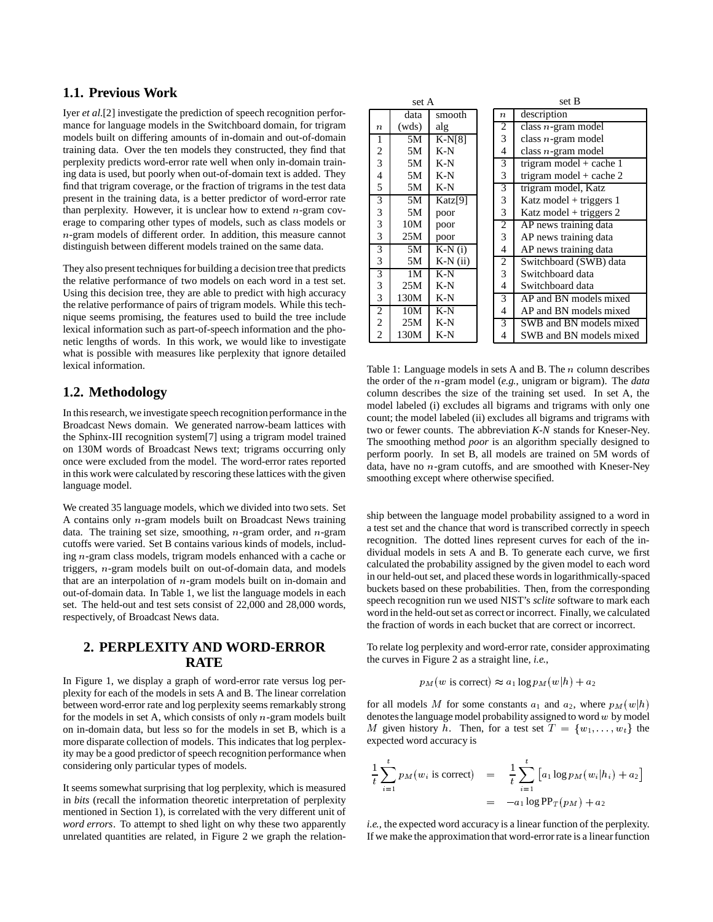## 1.1. Previous Work

Iyer *et al.*[2] investigate the prediction of speech recognition performance for language models in the Switchboard domain, for trigram models built on differing amounts of in-domain and out-of-domain training data. Over the ten models they constructed, they find that perplexity predicts word-error rate well when only in-domain training data is used, but poorly when out-of-domain text is added. They find that trigram coverage, or the fraction of trigrams in the test data present in the training data, is a better predictor of word-error rate than perplexity. However, it is unclear how to extend $n$-gram coverage to comparing other types of models, such as class models or $n$-gram models of different order. In addition, this measure cannot distinguish between different models trained on the same data.

They also present techniques for building a decision tree that predicts the relative performance of two models on each word in a test set. Using this decision tree, they are able to predict with high accuracy the relative performance of pairs of trigram models. While this technique seems promising, the features used to build the tree include lexical information such as part-of-speech information and the phonetic lengths of words. In this work, we would like to investigate what is possible with measures like perplexity that ignore detailed lexical information.

## 1.2. Methodology

In this research, we investigate speech recognition performance in the Broadcast News domain. We generated narrow-beam lattices with the Sphinx-III recognition system[7] using a trigram model trained on 130M words of Broadcast News text; trigrams occurring only once were excluded from the model. The word-error rates reported in this work were calculated by rescoring these lattices with the given language model.

We created 35 language models, which we divided into two sets. Set A contains only $n$-gram models built on Broadcast News training data. The training set size, smoothing, $n$-gram order, and $n$-gram cutoffs were varied. Set B contains various kinds of models, including $n$-gram class models, trigram models enhanced with a cache or triggers, $n$-gram models built on out-of-domain data, and models that are an interpolation of $n$-gram models built on in-domain and out-of-domain data. In Table 1, we list the language models in each set. The held-out and test sets consist of 22,000 and 28,000 words, respectively, of Broadcast News data.

set A

| $n$ | data (wds) | smooth alg |
|---|---|---|
| 1 | 5M | K-N[8] |
| 2 | 5M | K-N |
| 3 | 5M | K-N |
| 4 | 5M | K-N |
| 5 | 5M | K-N |
| 3 | 5M | Katz[9] |
| 3 | 5M | poor |
| 3 | 10M | poor |
| 3 | 25M | poor |
| 3 | 5M | K-N (i) |
| 3 | 5M | K-N (ii) |
| 3 | 1M | K-N |
| 3 | 25M | K-N |
| 3 | 130M | K-N |
| 2 | 10M | K-N |
| 2 | 25M | K-N |
| 2 | 130M | K-N |

set B

| $n$ | description |
|---|---|
| 2 | class $n$-gram model |
| 3 | class $n$-gram model |
| 4 | class $n$-gram model |
| 3 | trigram model + cache 1 |
| 3 | trigram model + cache 2 |
| 3 | trigram model, Katz |
| 3 | Katz model + triggers 1 |
| 3 | Katz model + triggers 2 |
| 2 | AP news training data |
| 3 | AP news training data |
| 4 | AP news training data |
| 2 | Switchboard (SWB) data |
| 3 | Switchboard data |
| 4 | Switchboard data |
| 3 | AP and BN models mixed |
| 4 | AP and BN models mixed |
| 3 | SWB and BN models mixed |
| 4 | SWB and BN models mixed |

Table 1: Language models in sets A and B. The $n$ column describes the order of the $n$-gram model (*e.g.*, unigram or bigram). The *data* column describes the size of the training set used. In set A, the model labeled (i) excludes all bigrams and trigrams with only one count; the model labeled (ii) excludes all bigrams and trigrams with two or fewer counts. The abbreviation *K-N* stands for Kneser-Ney. The smoothing method *poor* is an algorithm specially designed to perform poorly. In set B, all models are trained on 5M words of data, have no $n$-gram cutoffs, and are smoothed with Kneser-Ney smoothing except where otherwise specified.

# 2. PERPLEXITY AND WORD-ERROR RATE

In Figure 1, we display a graph of word-error rate versus log perplexity for each of the models in sets A and B. The linear correlation between word-error rate and log perplexity seems remarkably strong for the models in set A, which consists of only $n$-gram models built on in-domain data, but less so for the models in set B, which is a more disparate collection of models. This indicates that log perplexity may be a good predictor of speech recognition performance when considering only particular types of models.

It seems somewhat surprising that log perplexity, which is measured in *bits* (recall the information theoretic interpretation of perplexity mentioned in Section 1), is correlated with the very different unit of *word errors*. To attempt to shed light on why these two apparently unrelated quantities are related, in Figure 2 we graph the relationship between the language model probability assigned to a word in a test set and the chance that word is transcribed correctly in speech recognition. The dotted lines represent curves for each of the individual models in sets A and B. To generate each curve, we first calculated the probability assigned by the given model to each word in our held-out set, and placed these words in logarithmically-spaced buckets based on these probabilities. Then, from the corresponding speech recognition run we used NIST's *sclite* software to mark each word in the held-out set as correct or incorrect. Finally, we calculated the fraction of words in each bucket that are correct or incorrect.

To relate log perplexity and word-error rate, consider approximating the curves in Figure 2 as a straight line, *i.e.*,

$$p_M(w \text{ is correct}) \approx a_1 \log p_M(w|h) + a_2$$

for all models $M$ for some constants $a_1$ and $a_2$, where $p_M(w|h)$ denotes the language model probability assigned to word $w$ by model $M$ given history $h$. Then, for a test set $T = \{w_1, \ldots, w_t\}$ the expected word accuracy is

$$\begin{aligned} \frac{1}{t}\sum_{i=1}^{t} p_M(w_i \text{ is correct}) &= \frac{1}{t}\sum_{i=1}^{t}\left[a_1 \log p_M(w_i|h_i) + a_2\right] \\ &= -a_1 \log \mathrm{PP}_T(p_M) + a_2 \end{aligned}$$

*i.e.*, the expected word accuracy is a linear function of the perplexity. If we make the approximation that word-error rate is a linear function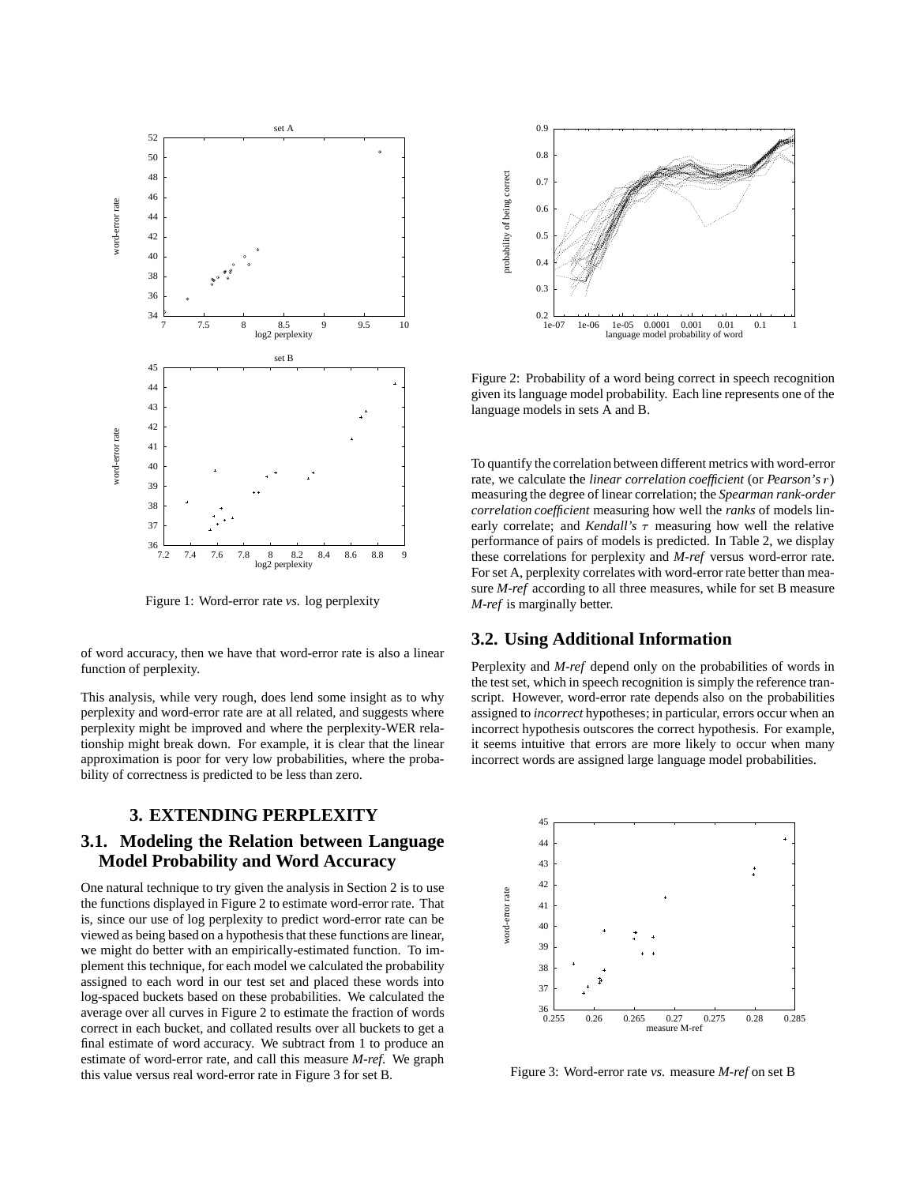set A

52
50
48
46
44
42
40
38
36
34

7 7.5 8 8.5 9 9.5 10

word-error rate

log2 perplexity

set B

45
44
43
42
41
40
39
38
37
36

7.2 7.4 7.6 7.8 8 8.2 8.4 8.6 8.8 9

word-error rate

log2 perplexity

Figure 1: Word-error rate *vs.* log perplexity

of word accuracy, then we have that word-error rate is also a linear function of perplexity.

This analysis, while very rough, does lend some insight as to why perplexity and word-error rate are at all related, and suggests where perplexity might be improved and where the perplexity-WER relationship might break down. For example, it is clear that the linear approximation is poor for very low probabilities, where the probability of correctness is predicted to be less than zero.

# 3. EXTENDING PERPLEXITY

## 3.1. Modeling the Relation between Language Model Probability and Word Accuracy

One natural technique to try given the analysis in Section 2 is to use the functions displayed in Figure 2 to estimate word-error rate. That is, since our use of log perplexity to predict word-error rate can be viewed as being based on a hypothesis that these functions are linear, we might do better with an empirically-estimated function. To implement this technique, for each model we calculated the probability assigned to each word in our test set and placed these words into log-spaced buckets based on these probabilities. We calculated the average over all curves in Figure 2 to estimate the fraction of words correct in each bucket, and collated results over all buckets to get a final estimate of word accuracy. We subtract from 1 to produce an estimate of word-error rate, and call this measure *M-ref*. We graph this value versus real word-error rate in Figure 3 for set B.

0.9
0.8
0.7
0.6
0.5
0.4
0.3
0.2

1e-07 1e-06 1e-05 0.0001 0.001 0.01 0.1 1

probability of being correct

language model probability of word

Figure 2: Probability of a word being correct in speech recognition given its language model probability. Each line represents one of the language models in sets A and B.

To quantify the correlation between different metrics with word-error rate, we calculate the *linear correlation coefficient* (or *Pearson's* $r$) measuring the degree of linear correlation; the *Spearman rank-order correlation coefficient* measuring how well the *ranks* of models linearly correlate; and *Kendall's* $\tau$ measuring how well the relative performance of pairs of models is predicted. In Table 2, we display these correlations for perplexity and *M-ref* versus word-error rate. For set A, perplexity correlates with word-error rate better than measure *M-ref* according to all three measures, while for set B measure *M-ref* is marginally better.

## 3.2. Using Additional Information

Perplexity and *M-ref* depend only on the probabilities of words in the test set, which in speech recognition is simply the reference transcript. However, word-error rate depends also on the probabilities assigned to *incorrect* hypotheses; in particular, errors occur when an incorrect hypothesis outscores the correct hypothesis. For example, it seems intuitive that errors are more likely to occur when many incorrect words are assigned large language model probabilities.

45
44
43
42
41
40
39
38
37
36

0.255 0.26 0.265 0.27 0.275 0.28 0.285

word-error rate

measure M-ref

Figure 3: Word-error rate *vs.* measure *M-ref* on set B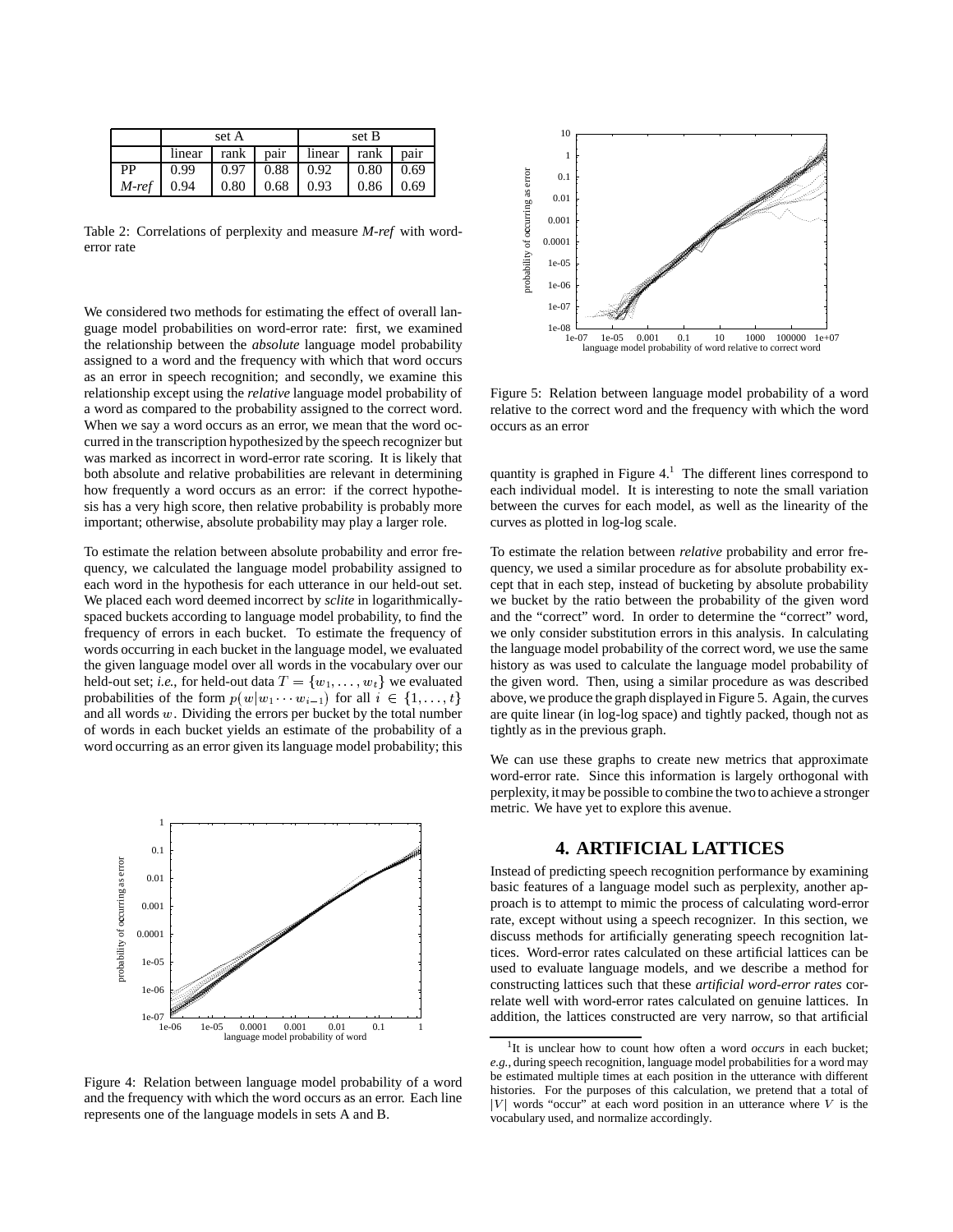| | set A | | | set B | | |
|---|---|---|---|---|---|---|
| | linear | rank | pair | linear | rank | pair |
| PP | 0.99 | 0.97 | 0.88 | 0.92 | 0.80 | 0.69 |
| *M-ref* | 0.94 | 0.80 | 0.68 | 0.93 | 0.86 | 0.69 |

Table 2: Correlations of perplexity and measure *M-ref* with word-error rate

We considered two methods for estimating the effect of overall language model probabilities on word-error rate: first, we examined the relationship between the *absolute* language model probability assigned to a word and the frequency with which that word occurs as an error in speech recognition; and secondly, we examine this relationship except using the *relative* language model probability of a word as compared to the probability assigned to the correct word. When we say a word occurs as an error, we mean that the word occurred in the transcription hypothesized by the speech recognizer but was marked as incorrect in word-error rate scoring. It is likely that both absolute and relative probabilities are relevant in determining how frequently a word occurs as an error: if the correct hypothesis has a very high score, then relative probability is probably more important; otherwise, absolute probability may play a larger role.

To estimate the relation between absolute probability and error frequency, we calculated the language model probability assigned to each word in the hypothesis for each utterance in our held-out set. We placed each word deemed incorrect by *sclite* in logarithmically-spaced buckets according to language model probability, to find the frequency of errors in each bucket. To estimate the frequency of words occurring in each bucket in the language model, we evaluated the given language model over all words in the vocabulary over our held-out set; *i.e.*, for held-out data $T = \{w_1, \ldots, w_t\}$ we evaluated probabilities of the form $p(w|w_1 \cdots w_{i-1})$ for all $i \in \{1, \ldots, t\}$ and all words $w$. Dividing the errors per bucket by the total number of words in each bucket yields an estimate of the probability of a word occurring as an error given its language model probability; this quantity is graphed in Figure 4.[1] The different lines correspond to each individual model. It is interesting to note the small variation between the curves for each model, as well as the linearity of the curves as plotted in log-log scale.

1
0.1
0.01
0.001
0.0001
1e-05
1e-06
1e-07
probability of occurring as error
1e-06 1e-05 0.0001 0.001 0.01 0.1 1
language model probability of word

Figure 4: Relation between language model probability of a word and the frequency with which the word occurs as an error. Each line represents one of the language models in sets A and B.

10
1
0.1
0.01
0.001
0.0001
1e-05
1e-06
1e-07
1e-08
probability of occurring as error
1e-07 1e-05 0.001 0.1 10 1000 100000 1e+07
language model probability of word relative to correct word

Figure 5: Relation between language model probability of a word relative to the correct word and the frequency with which the word occurs as an error

To estimate the relation between *relative* probability and error frequency, we used a similar procedure as for absolute probability except that in each step, instead of bucketing by absolute probability we bucket by the ratio between the probability of the given word and the "correct" word. In order to determine the "correct" word, we only consider substitution errors in this analysis. In calculating the language model probability of the correct word, we use the same history as was used to calculate the language model probability of the given word. Then, using a similar procedure as was described above, we produce the graph displayed in Figure 5. Again, the curves are quite linear (in log-log space) and tightly packed, though not as tightly as in the previous graph.

We can use these graphs to create new metrics that approximate word-error rate. Since this information is largely orthogonal with perplexity, it may be possible to combine the two to achieve a stronger metric. We have yet to explore this avenue.

# 4. ARTIFICIAL LATTICES

Instead of predicting speech recognition performance by examining basic features of a language model such as perplexity, another approach is to attempt to mimic the process of calculating word-error rate, except without using a speech recognizer. In this section, we discuss methods for artificially generating speech recognition lattices. Word-error rates calculated on these artificial lattices can be used to evaluate language models, and we describe a method for constructing lattices such that these *artificial word-error rates* correlate well with word-error rates calculated on genuine lattices. In addition, the lattices constructed are very narrow, so that artificial

[1] It is unclear how to count how often a word *occurs* in each bucket; *e.g.*, during speech recognition, language model probabilities for a word may be estimated multiple times at each position in the utterance with different histories. For the purposes of this calculation, we pretend that a total of $|V|$ words "occur" at each word position in an utterance where $V$ is the vocabulary used, and normalize accordingly.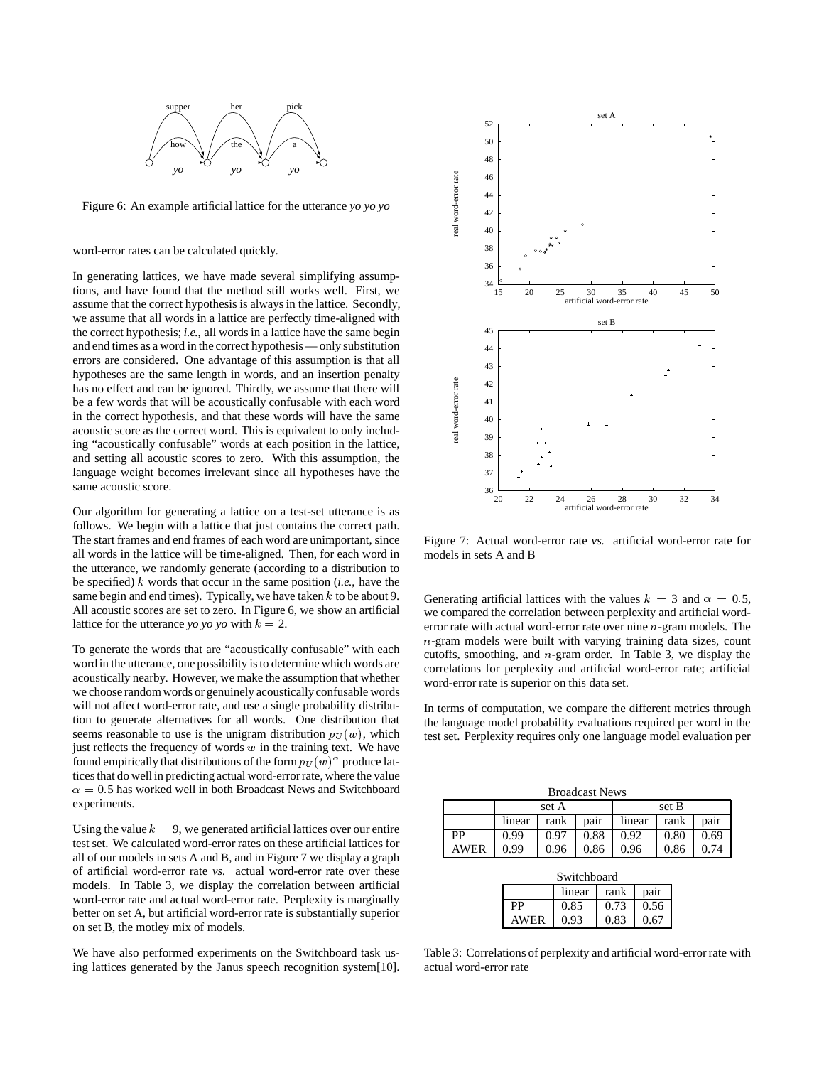supper her pick

how the a

*yo* *yo* *yo*

Figure 6: An example artificial lattice for the utterance *yo yo yo*

word-error rates can be calculated quickly.

In generating lattices, we have made several simplifying assumptions, and have found that the method still works well. First, we assume that the correct hypothesis is always in the lattice. Secondly, we assume that all words in a lattice are perfectly time-aligned with the correct hypothesis; *i.e.*, all words in a lattice have the same begin and end times as a word in the correct hypothesis — only substitution errors are considered. One advantage of this assumption is that all hypotheses are the same length in words, and an insertion penalty has no effect and can be ignored. Thirdly, we assume that there will be a few words that will be acoustically confusable with each word in the correct hypothesis, and that these words will have the same acoustic score as the correct word. This is equivalent to only including "acoustically confusable" words at each position in the lattice, and setting all acoustic scores to zero. With this assumption, the language weight becomes irrelevant since all hypotheses have the same acoustic score.

Our algorithm for generating a lattice on a test-set utterance is as follows. We begin with a lattice that just contains the correct path. The start frames and end frames of each word are unimportant, since all words in the lattice will be time-aligned. Then, for each word in the utterance, we randomly generate (according to a distribution to be specified) $k$ words that occur in the same position (*i.e.*, have the same begin and end times). Typically, we have taken $k$ to be about 9. All acoustic scores are set to zero. In Figure 6, we show an artificial lattice for the utterance *yo yo yo* with $k = 2$.

To generate the words that are "acoustically confusable" with each word in the utterance, one possibility is to determine which words are acoustically nearby. However, we make the assumption that whether we choose random words or genuinely acoustically confusable words will not affect word-error rate, and use a single probability distribution to generate alternatives for all words. One distribution that seems reasonable to use is the unigram distribution $p_U(w)$, which just reflects the frequency of words $w$ in the training text. We have found empirically that distributions of the form $p_U(w)^\alpha$ produce lattices that do well in predicting actual word-error rate, where the value $\alpha = 0.5$ has worked well in both Broadcast News and Switchboard experiments.

Using the value $k = 9$, we generated artificial lattices over our entire test set. We calculated word-error rates on these artificial lattices for all of our models in sets A and B, and in Figure 7 we display a graph of artificial word-error rate *vs.* actual word-error rate over these models. In Table 3, we display the correlation between artificial word-error rate and actual word-error rate. Perplexity is marginally better on set A, but artificial word-error rate is substantially superior on set B, the motley mix of models.

We have also performed experiments on the Switchboard task using lattices generated by the Janus speech recognition system[10].

set A

real word-error rate

artificial word-error rate

34 36 38 40 42 44 46 48 50 52

15 20 25 30 35 40 45 50

set B

real word-error rate

artificial word-error rate

36 37 38 39 40 41 42 43 44 45

20 22 24 26 28 30 32 34

Figure 7: Actual word-error rate *vs.* artificial word-error rate for models in sets A and B

Generating artificial lattices with the values $k = 3$ and $\alpha = 0.5$, we compared the correlation between perplexity and artificial word-error rate with actual word-error rate over nine $n$-gram models. The $n$-gram models were built with varying training data sizes, count cutoffs, smoothing, and $n$-gram order. In Table 3, we display the correlations for perplexity and artificial word-error rate; artificial word-error rate is superior on this data set.

In terms of computation, we compare the different metrics through the language model probability evaluations required per word in the test set. Perplexity requires only one language model evaluation per

Broadcast News

| | set A | | | set B | | |
|---|---|---|---|---|---|---|
| | linear | rank | pair | linear | rank | pair |
| PP | 0.99 | 0.97 | 0.88 | 0.92 | 0.80 | 0.69 |
| AWER | 0.99 | 0.96 | 0.86 | 0.96 | 0.86 | 0.74 |

Switchboard

| | linear | rank | pair |
|---|---|---|---|
| PP | 0.85 | 0.73 | 0.56 |
| AWER | 0.93 | 0.83 | 0.67 |

Table 3: Correlations of perplexity and artificial word-error rate with actual word-error rate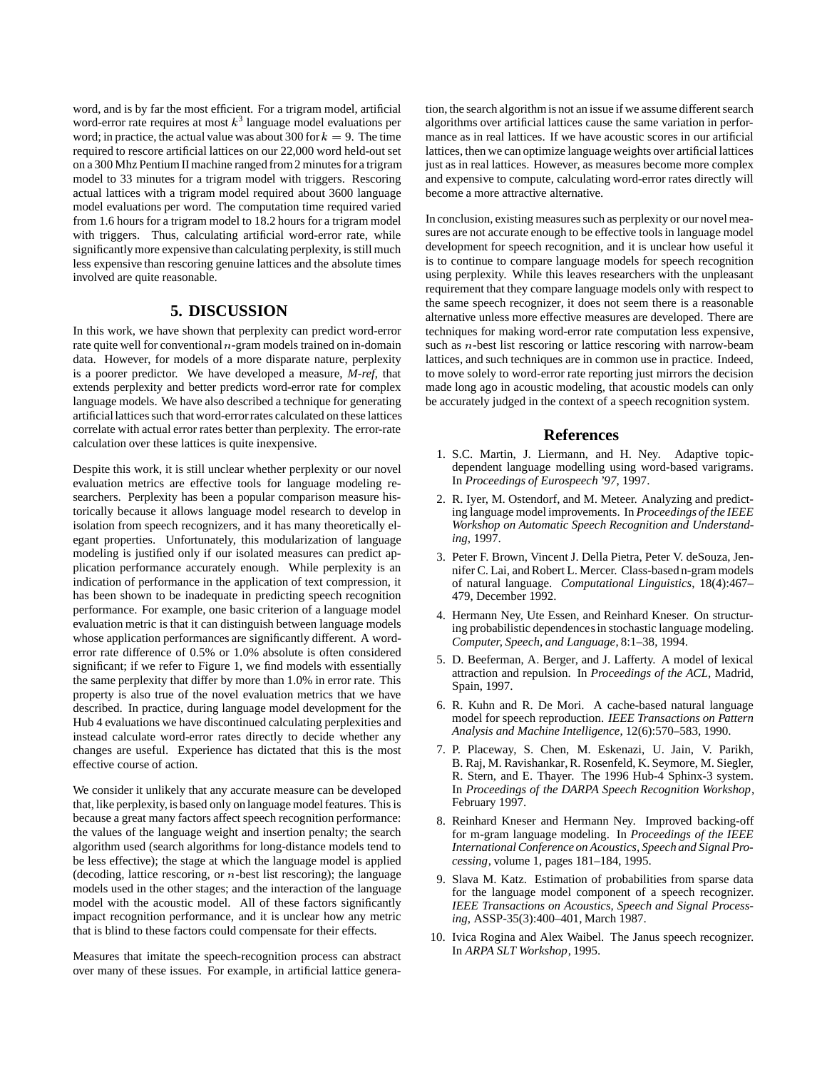word, and is by far the most efficient. For a trigram model, artificial word-error rate requires at most $k^3$ language model evaluations per word; in practice, the actual value was about 300 for $k = 9$. The time required to rescore artificial lattices on our 22,000 word held-out set on a 300 Mhz Pentium II machine ranged from 2 minutes for a trigram model to 33 minutes for a trigram model with triggers. Rescoring actual lattices with a trigram model required about 3600 language model evaluations per word. The computation time required varied from 1.6 hours for a trigram model to 18.2 hours for a trigram model with triggers. Thus, calculating artificial word-error rate, while significantly more expensive than calculating perplexity, is still much less expensive than rescoring genuine lattices and the absolute times involved are quite reasonable.

## 5. DISCUSSION

In this work, we have shown that perplexity can predict word-error rate quite well for conventional $n$-gram models trained on in-domain data. However, for models of a more disparate nature, perplexity is a poorer predictor. We have developed a measure, *M-ref*, that extends perplexity and better predicts word-error rate for complex language models. We have also described a technique for generating artificial lattices such that word-error rates calculated on these lattices correlate with actual error rates better than perplexity. The error-rate calculation over these lattices is quite inexpensive.

Despite this work, it is still unclear whether perplexity or our novel evaluation metrics are effective tools for language modeling researchers. Perplexity has been a popular comparison measure historically because it allows language model research to develop in isolation from speech recognizers, and it has many theoretically elegant properties. Unfortunately, this modularization of language modeling is justified only if our isolated measures can predict application performance accurately enough. While perplexity is an indication of performance in the application of text compression, it has been shown to be inadequate in predicting speech recognition performance. For example, one basic criterion of a language model evaluation metric is that it can distinguish between language models whose application performances are significantly different. A word-error rate difference of 0.5% or 1.0% absolute is often considered significant; if we refer to Figure 1, we find models with essentially the same perplexity that differ by more than 1.0% in error rate. This property is also true of the novel evaluation metrics that we have described. In practice, during language model development for the Hub 4 evaluations we have discontinued calculating perplexities and instead calculate word-error rates directly to decide whether any changes are useful. Experience has dictated that this is the most effective course of action.

We consider it unlikely that any accurate measure can be developed that, like perplexity, is based only on language model features. This is because a great many factors affect speech recognition performance: the values of the language weight and insertion penalty; the search algorithm used (search algorithms for long-distance models tend to be less effective); the stage at which the language model is applied (decoding, lattice rescoring, or $n$-best list rescoring); the language models used in the other stages; and the interaction of the language model with the acoustic model. All of these factors significantly impact recognition performance, and it is unclear how any metric that is blind to these factors could compensate for their effects.

Measures that imitate the speech-recognition process can abstract over many of these issues. For example, in artificial lattice generation, the search algorithm is not an issue if we assume different search algorithms over artificial lattices cause the same variation in performance as in real lattices. If we have acoustic scores in our artificial lattices, then we can optimize language weights over artificial lattices just as in real lattices. However, as measures become more complex and expensive to compute, calculating word-error rates directly will become a more attractive alternative.

In conclusion, existing measures such as perplexity or our novel measures are not accurate enough to be effective tools in language model development for speech recognition, and it is unclear how useful it is to continue to compare language models for speech recognition using perplexity. While this leaves researchers with the unpleasant requirement that they compare language models only with respect to the same speech recognizer, it does not seem there is a reasonable alternative unless more effective measures are developed. There are techniques for making word-error rate computation less expensive, such as $n$-best list rescoring or lattice rescoring with narrow-beam lattices, and such techniques are in common use in practice. Indeed, to move solely to word-error rate reporting just mirrors the decision made long ago in acoustic modeling, that acoustic models can only be accurately judged in the context of a speech recognition system.

## References

1. S.C. Martin, J. Liermann, and H. Ney. Adaptive topic-dependent language modelling using word-based varigrams. In *Proceedings of Eurospeech '97*, 1997.
2. R. Iyer, M. Ostendorf, and M. Meteer. Analyzing and predicting language model improvements. In *Proceedings of the IEEE Workshop on Automatic Speech Recognition and Understanding*, 1997.
3. Peter F. Brown, Vincent J. Della Pietra, Peter V. deSouza, Jennifer C. Lai, and Robert L. Mercer. Class-based n-gram models of natural language. *Computational Linguistics*, 18(4):467–479, December 1992.
4. Hermann Ney, Ute Essen, and Reinhard Kneser. On structuring probabilistic dependences in stochastic language modeling. *Computer, Speech, and Language*, 8:1–38, 1994.
5. D. Beeferman, A. Berger, and J. Lafferty. A model of lexical attraction and repulsion. In *Proceedings of the ACL*, Madrid, Spain, 1997.
6. R. Kuhn and R. De Mori. A cache-based natural language model for speech reproduction. *IEEE Transactions on Pattern Analysis and Machine Intelligence*, 12(6):570–583, 1990.
7. P. Placeway, S. Chen, M. Eskenazi, U. Jain, V. Parikh, B. Raj, M. Ravishankar, R. Rosenfeld, K. Seymore, M. Siegler, R. Stern, and E. Thayer. The 1996 Hub-4 Sphinx-3 system. In *Proceedings of the DARPA Speech Recognition Workshop*, February 1997.
8. Reinhard Kneser and Hermann Ney. Improved backing-off for m-gram language modeling. In *Proceedings of the IEEE International Conference on Acoustics, Speech and Signal Processing*, volume 1, pages 181–184, 1995.
9. Slava M. Katz. Estimation of probabilities from sparse data for the language model component of a speech recognizer. *IEEE Transactions on Acoustics, Speech and Signal Processing*, ASSP-35(3):400–401, March 1987.
10. Ivica Rogina and Alex Waibel. The Janus speech recognizer. In *ARPA SLT Workshop*, 1995.